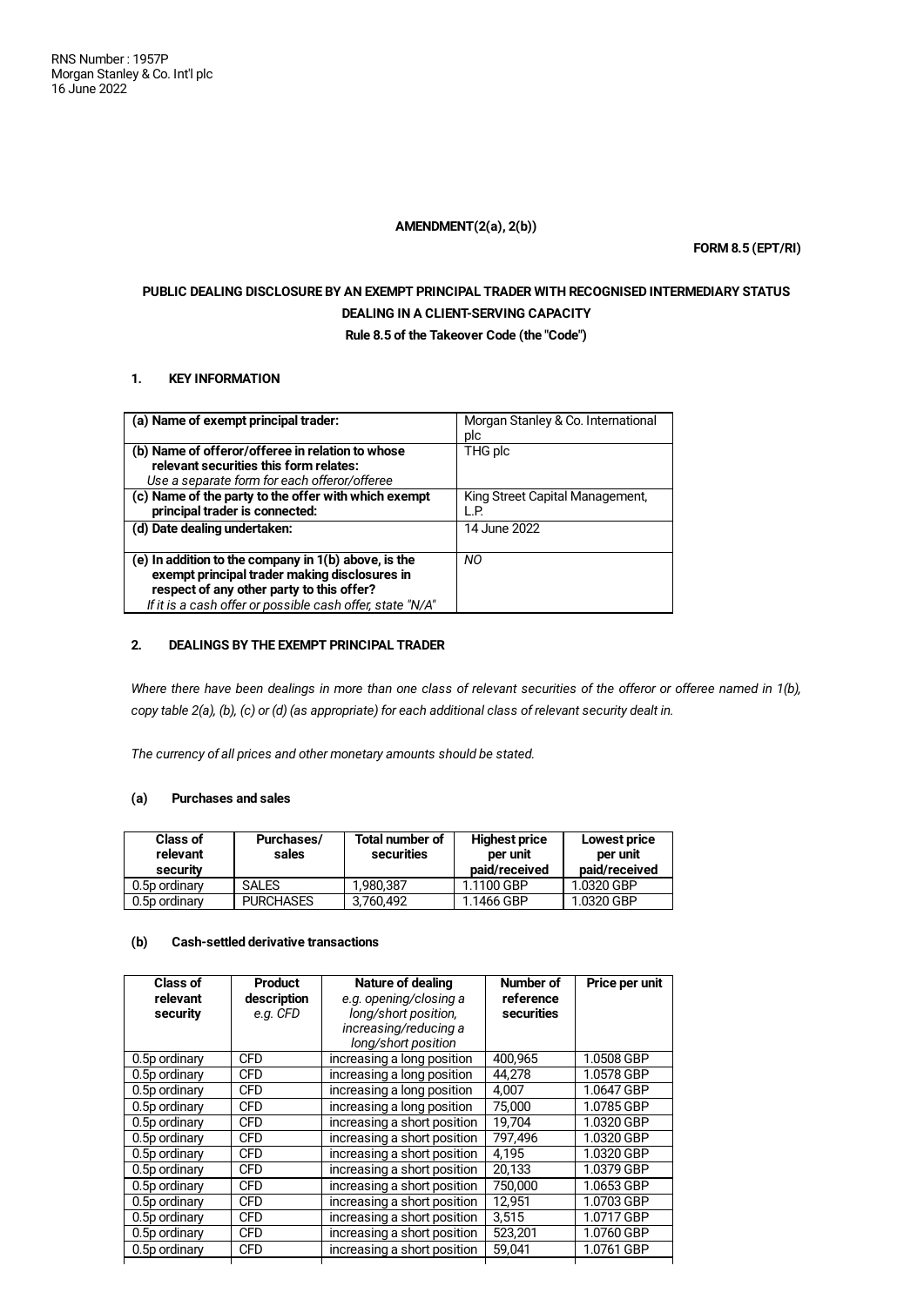RNS Number : 1957P
Morgan Stanley & Co. Int'l plc
16 June 2022

**AMENDMENT(2(a), 2(b))**

**FORM 8.5 (EPT/RI)**

**PUBLIC DEALING DISCLOSURE BY AN EXEMPT PRINCIPAL TRADER WITH RECOGNISED INTERMEDIARY STATUS DEALING IN A CLIENT-SERVING CAPACITY**

**Rule 8.5 of the Takeover Code (the "Code")**

## 1. KEY INFORMATION

| | |
|---|---|
| **(a) Name of exempt principal trader:** | Morgan Stanley & Co. International plc |
| **(b) Name of offeror/offeree in relation to whose relevant securities this form relates:** *Use a separate form for each offeror/offeree* | THG plc |
| **(c) Name of the party to the offer with which exempt principal trader is connected:** | King Street Capital Management, L.P. |
| **(d) Date dealing undertaken:** | 14 June 2022 |
| **(e) In addition to the company in 1(b) above, is the exempt principal trader making disclosures in respect of any other party to this offer?** *If it is a cash offer or possible cash offer, state "N/A"* | *NO* |

## 2. DEALINGS BY THE EXEMPT PRINCIPAL TRADER

*Where there have been dealings in more than one class of relevant securities of the offeror or offeree named in 1(b), copy table 2(a), (b), (c) or (d) (as appropriate) for each additional class of relevant security dealt in.*

*The currency of all prices and other monetary amounts should be stated.*

### (a) Purchases and sales

| Class of relevant security | Purchases/ sales | Total number of securities | Highest price per unit paid/received | Lowest price per unit paid/received |
|---|---|---|---|---|
| 0.5p ordinary | SALES | 1,980,387 | 1.1100 GBP | 1.0320 GBP |
| 0.5p ordinary | PURCHASES | 3,760,492 | 1.1466 GBP | 1.0320 GBP |

### (b) Cash-settled derivative transactions

| Class of relevant security | Product description *e.g. CFD* | Nature of dealing *e.g. opening/closing a long/short position, increasing/reducing a long/short position* | Number of reference securities | Price per unit |
|---|---|---|---|---|
| 0.5p ordinary | CFD | increasing a long position | 400,965 | 1.0508 GBP |
| 0.5p ordinary | CFD | increasing a long position | 44,278 | 1.0578 GBP |
| 0.5p ordinary | CFD | increasing a long position | 4,007 | 1.0647 GBP |
| 0.5p ordinary | CFD | increasing a long position | 75,000 | 1.0785 GBP |
| 0.5p ordinary | CFD | increasing a short position | 19,704 | 1.0320 GBP |
| 0.5p ordinary | CFD | increasing a short position | 797,496 | 1.0320 GBP |
| 0.5p ordinary | CFD | increasing a short position | 4,195 | 1.0320 GBP |
| 0.5p ordinary | CFD | increasing a short position | 20,133 | 1.0379 GBP |
| 0.5p ordinary | CFD | increasing a short position | 750,000 | 1.0653 GBP |
| 0.5p ordinary | CFD | increasing a short position | 12,951 | 1.0703 GBP |
| 0.5p ordinary | CFD | increasing a short position | 3,515 | 1.0717 GBP |
| 0.5p ordinary | CFD | increasing a short position | 523,201 | 1.0760 GBP |
| 0.5p ordinary | CFD | increasing a short position | 59,041 | 1.0761 GBP |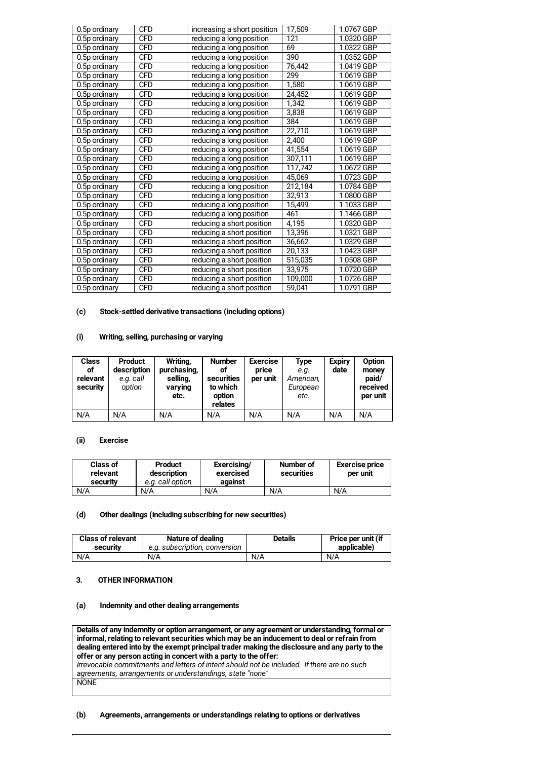| | | | | |
|---|---|---|---|---|
| 0.5p ordinary | CFD | increasing a short position | 17,509 | 1.0767 GBP |
| 0.5p ordinary | CFD | reducing a long position | 121 | 1.0320 GBP |
| 0.5p ordinary | CFD | reducing a long position | 69 | 1.0322 GBP |
| 0.5p ordinary | CFD | reducing a long position | 390 | 1.0352 GBP |
| 0.5p ordinary | CFD | reducing a long position | 76,442 | 1.0419 GBP |
| 0.5p ordinary | CFD | reducing a long position | 299 | 1.0619 GBP |
| 0.5p ordinary | CFD | reducing a long position | 1,580 | 1.0619 GBP |
| 0.5p ordinary | CFD | reducing a long position | 24,452 | 1.0619 GBP |
| 0.5p ordinary | CFD | reducing a long position | 1,342 | 1.0619 GBP |
| 0.5p ordinary | CFD | reducing a long position | 3,838 | 1.0619 GBP |
| 0.5p ordinary | CFD | reducing a long position | 384 | 1.0619 GBP |
| 0.5p ordinary | CFD | reducing a long position | 22,710 | 1.0619 GBP |
| 0.5p ordinary | CFD | reducing a long position | 2,400 | 1.0619 GBP |
| 0.5p ordinary | CFD | reducing a long position | 41,554 | 1.0619 GBP |
| 0.5p ordinary | CFD | reducing a long position | 307,111 | 1.0619 GBP |
| 0.5p ordinary | CFD | reducing a long position | 117,742 | 1.0672 GBP |
| 0.5p ordinary | CFD | reducing a long position | 45,069 | 1.0723 GBP |
| 0.5p ordinary | CFD | reducing a long position | 212,184 | 1.0784 GBP |
| 0.5p ordinary | CFD | reducing a long position | 32,913 | 1.0800 GBP |
| 0.5p ordinary | CFD | reducing a long position | 15,499 | 1.1033 GBP |
| 0.5p ordinary | CFD | reducing a long position | 461 | 1.1466 GBP |
| 0.5p ordinary | CFD | reducing a short position | 4,195 | 1.0320 GBP |
| 0.5p ordinary | CFD | reducing a short position | 13,396 | 1.0321 GBP |
| 0.5p ordinary | CFD | reducing a short position | 36,662 | 1.0329 GBP |
| 0.5p ordinary | CFD | reducing a short position | 20,133 | 1.0423 GBP |
| 0.5p ordinary | CFD | reducing a short position | 515,035 | 1.0508 GBP |
| 0.5p ordinary | CFD | reducing a short position | 33,975 | 1.0720 GBP |
| 0.5p ordinary | CFD | reducing a short position | 109,000 | 1.0726 GBP |
| 0.5p ordinary | CFD | reducing a short position | 59,041 | 1.0791 GBP |

**(c) Stock-settled derivative transactions (including options)**

**(i) Writing, selling, purchasing or varying**

| Class of relevant security | Product description *e.g. call option* | Writing, purchasing, selling, varying etc. | Number of securities to which option relates | Exercise price per unit | Type *e.g. American, European etc.* | Expiry date | Option money paid/ received per unit |
|---|---|---|---|---|---|---|---|
| N/A | N/A | N/A | N/A | N/A | N/A | N/A | N/A |

**(ii) Exercise**

| Class of relevant security | Product description *e.g. call option* | Exercising/ exercised against | Number of securities | Exercise price per unit |
|---|---|---|---|---|
| N/A | N/A | N/A | N/A | N/A |

**(d) Other dealings (including subscribing for new securities)**

| Class of relevant security | Nature of dealing *e.g. subscription, conversion* | Details | Price per unit (if applicable) |
|---|---|---|---|
| N/A | N/A | N/A | N/A |

**3. OTHER INFORMATION**

**(a) Indemnity and other dealing arrangements**

| **Details of any indemnity or option arrangement, or any agreement or understanding, formal or informal, relating to relevant securities which may be an inducement to deal or refrain from dealing entered into by the exempt principal trader making the disclosure and any party to the offer or any person acting in concert with a party to the offer:** *Irrevocable commitments and letters of intent should not be included. If there are no such agreements, arrangements or understandings, state "none"* |
|---|
| NONE |

**(b) Agreements, arrangements or understandings relating to options or derivatives**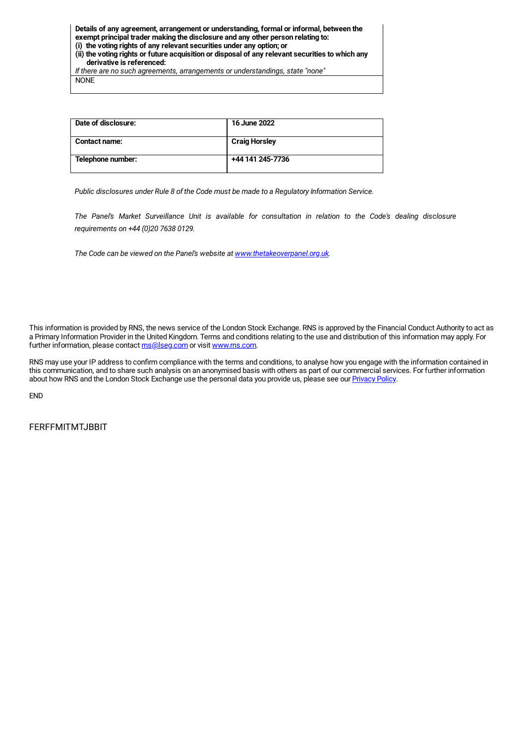| |
|---|
| **Details of any agreement, arrangement or understanding, formal or informal, between the exempt principal trader making the disclosure and any other person relating to:**<br>**(i) the voting rights of any relevant securities under any option; or**<br>**(ii) the voting rights or future acquisition or disposal of any relevant securities to which any derivative is referenced:**<br>*If there are no such agreements, arrangements or understandings, state "none"* |
| NONE |

| | |
|---|---|
| **Date of disclosure:** | **16 June 2022** |
| **Contact name:** | **Craig Horsley** |
| **Telephone number:** | **+44 141 245-7736** |

*Public disclosures under Rule 8 of the Code must be made to a Regulatory Information Service.*

*The Panel's Market Surveillance Unit is available for consultation in relation to the Code's dealing disclosure requirements on +44 (0)20 7638 0129.*

*The Code can be viewed on the Panel's website at [www.thetakeoverpanel.org.uk](http://www.thetakeoverpanel.org.uk).*

This information is provided by RNS, the news service of the London Stock Exchange. RNS is approved by the Financial Conduct Authority to act as a Primary Information Provider in the United Kingdom. Terms and conditions relating to the use and distribution of this information may apply. For further information, please contact [rns@lseg.com](mailto:rns@lseg.com) or visit [www.rns.com](http://www.rns.com).

RNS may use your IP address to confirm compliance with the terms and conditions, to analyse how you engage with the information contained in this communication, and to share such analysis on an anonymised basis with others as part of our commercial services. For further information about how RNS and the London Stock Exchange use the personal data you provide us, please see our Privacy Policy.

END

FERFFMITMTJBBIT